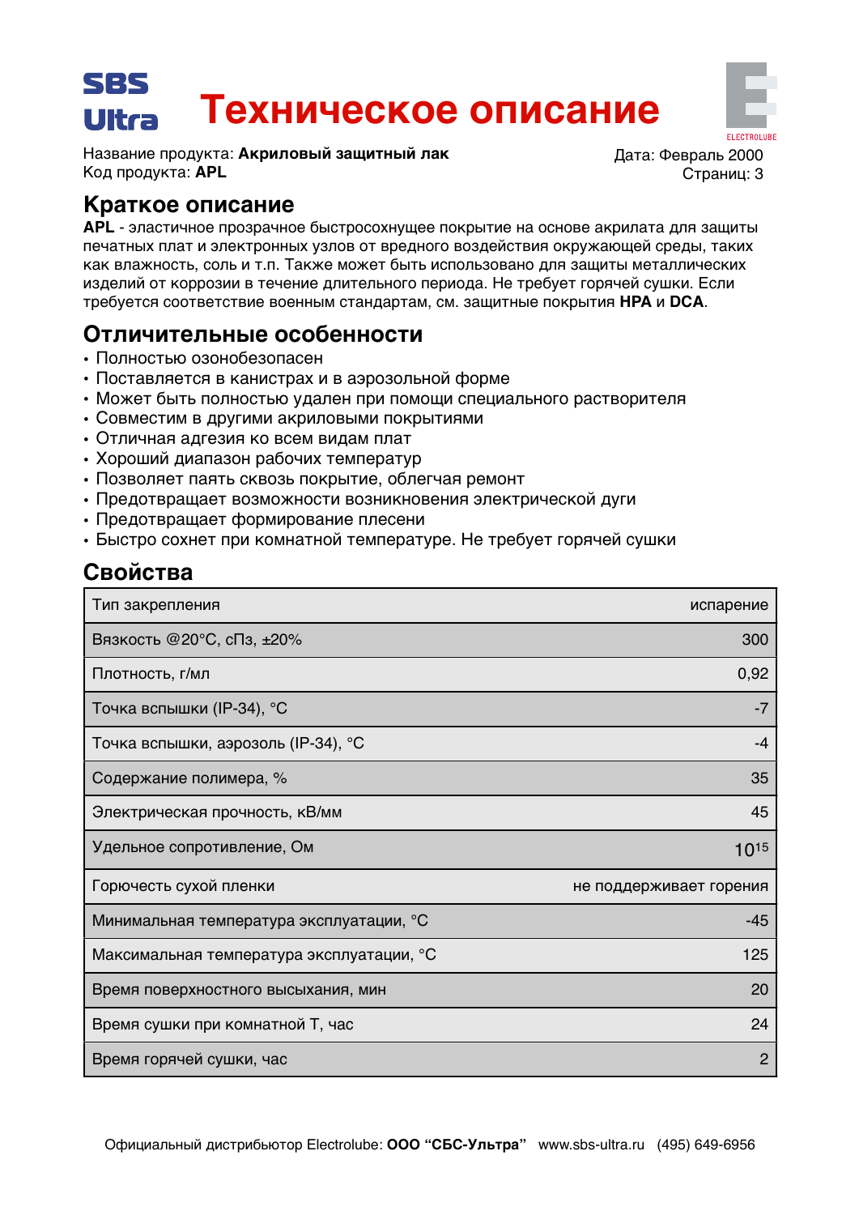SBS Ultra

# Техническое описание

Название продукта: **Акриловый защитный лак**
Код продукта: **APL**

Дата: Февраль 2000
Страниц: 3

## Краткое описание

**APL** - эластичное прозрачное быстросохнущее покрытие на основе акрилата для защиты печатных плат и электронных узлов от вредного воздействия окружающей среды, таких как влажность, соль и т.п. Также может быть использовано для защиты металлических изделий от коррозии в течение длительного периода. Не требует горячей сушки. Если требуется соответствие военным стандартам, см. защитные покрытия **HPA** и **DCA**.

## Отличительные особенности

- Полностью озонобезопасен
- Поставляется в канистрах и в аэрозольной форме
- Может быть полностью удален при помощи специального растворителя
- Совместим в другими акриловыми покрытиями
- Отличная адгезия ко всем видам плат
- Хороший диапазон рабочих температур
- Позволяет паять сквозь покрытие, облегчая ремонт
- Предотвращает возможности возникновения электрической дуги
- Предотвращает формирование плесени
- Быстро сохнет при комнатной температуре. Не требует горячей сушки

## Свойства

| Свойство | Значение |
|---|---|
| Тип закрепления | испарение |
| Вязкость @20°С, сПз, ±20% | 300 |
| Плотность, г/мл | 0,92 |
| Точка вспышки (IP-34), °С | -7 |
| Точка вспышки, аэрозоль (IP-34), °С | -4 |
| Содержание полимера, % | 35 |
| Электрическая прочность, кВ/мм | 45 |
| Удельное сопротивление, Ом | $10^{15}$ |
| Горючесть сухой пленки | не поддерживает горения |
| Минимальная температура эксплуатации, °С | -45 |
| Максимальная температура эксплуатации, °С | 125 |
| Время поверхностного высыхания, мин | 20 |
| Время сушки при комнатной Т, час | 24 |
| Время горячей сушки, час | 2 |

Официальный дистрибьютор Electrolube: **ООО “СБС-Ультра”** www.sbs-ultra.ru (495) 649-6956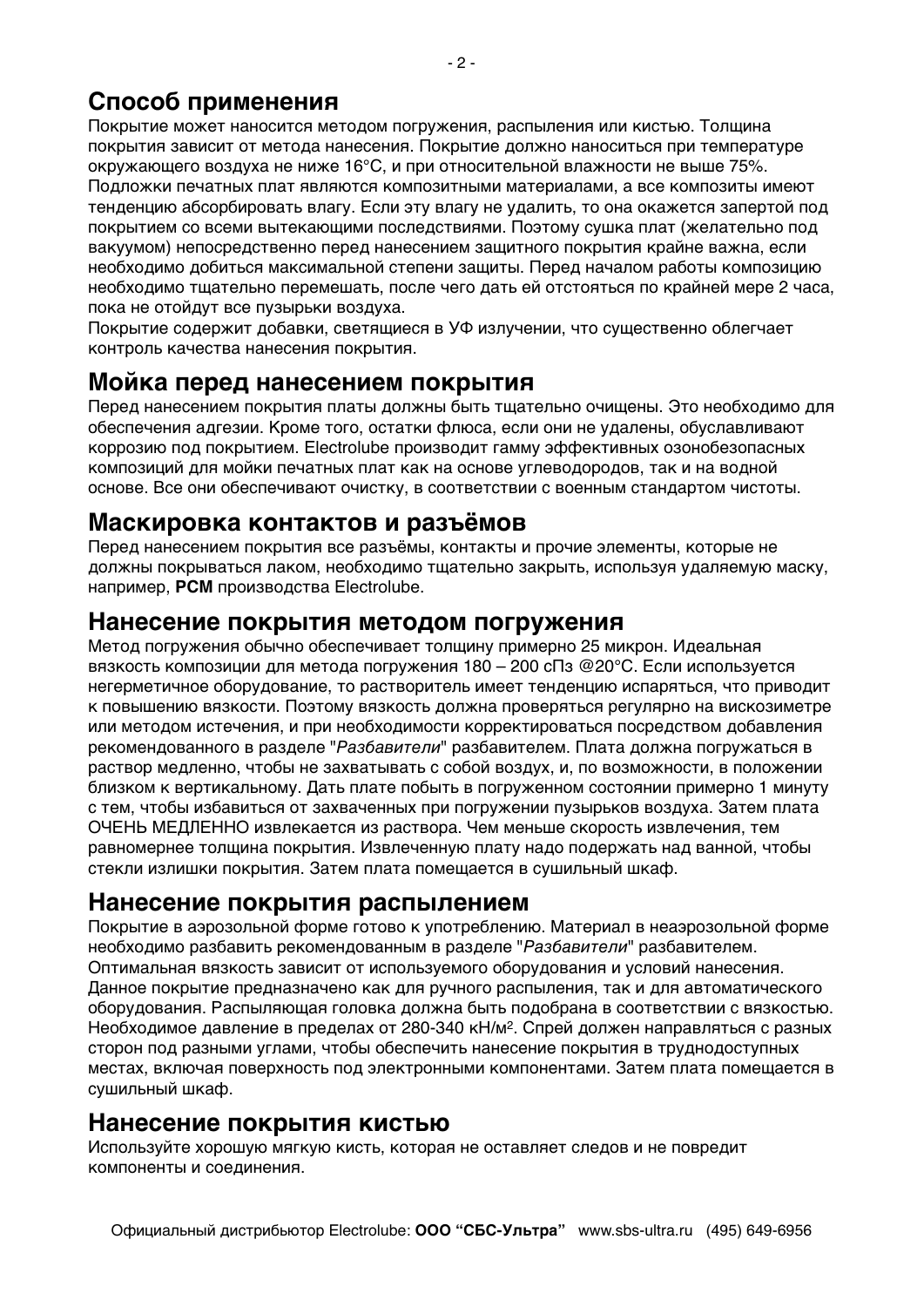## Способ применения

Покрытие может наносится методом погружения, распыления или кистью. Толщина покрытия зависит от метода нанесения. Покрытие должно наноситься при температуре окружающего воздуха не ниже 16°C, и при относительной влажности не выше 75%. Подложки печатных плат являются композитными материалами, а все композиты имеют тенденцию абсорбировать влагу. Если эту влагу не удалить, то она окажется запертой под покрытием со всеми вытекающими последствиями. Поэтому сушка плат (желательно под вакуумом) непосредственно перед нанесением защитного покрытия крайне важна, если необходимо добиться максимальной степени защиты. Перед началом работы композицию необходимо тщательно перемешать, после чего дать ей отстояться по крайней мере 2 часа, пока не отойдут все пузырьки воздуха.

Покрытие содержит добавки, светящиеся в УФ излучении, что существенно облегчает контроль качества нанесения покрытия.

## Мойка перед нанесением покрытия

Перед нанесением покрытия платы должны быть тщательно очищены. Это необходимо для обеспечения адгезии. Кроме того, остатки флюса, если они не удалены, обуславливают коррозию под покрытием. Electrolube производит гамму эффективных озонобезопасных композиций для мойки печатных плат как на основе углеводородов, так и на водной основе. Все они обеспечивают очистку, в соответствии с военным стандартом чистоты.

## Маскировка контактов и разъёмов

Перед нанесением покрытия все разъёмы, контакты и прочие элементы, которые не должны покрываться лаком, необходимо тщательно закрыть, используя удаляемую маску, например, **PCM** производства Electrolube.

## Нанесение покрытия методом погружения

Метод погружения обычно обеспечивает толщину примерно 25 микрон. Идеальная вязкость композиции для метода погружения 180 – 200 сПз @20°C. Если используется негерметичное оборудование, то растворитель имеет тенденцию испаряться, что приводит к повышению вязкости. Поэтому вязкость должна проверяться регулярно на вискозиметре или методом истечения, и при необходимости корректироваться посредством добавления рекомендованного в разделе "*Разбавители*" разбавителем. Плата должна погружаться в раствор медленно, чтобы не захватывать с собой воздух, и, по возможности, в положении близком к вертикальному. Дать плате побыть в погруженном состоянии примерно 1 минуту с тем, чтобы избавиться от захваченных при погружении пузырьков воздуха. Затем плата ОЧЕНЬ МЕДЛЕННО извлекается из раствора. Чем меньше скорость извлечения, тем равномернее толщина покрытия. Извлеченную плату надо подержать над ванной, чтобы стекли излишки покрытия. Затем плата помещается в сушильный шкаф.

## Нанесение покрытия распылением

Покрытие в аэрозольной форме готово к употреблению. Материал в неаэрозольной форме необходимо разбавить рекомендованным в разделе "*Разбавители*" разбавителем. Оптимальная вязкость зависит от используемого оборудования и условий нанесения. Данное покрытие предназначено как для ручного распыления, так и для автоматического оборудования. Распыляющая головка должна быть подобрана в соответствии с вязкостью. Необходимое давление в пределах от 280-340 кН/м$^2$. Спрей должен направляться с разных сторон под разными углами, чтобы обеспечить нанесение покрытия в труднодоступных местах, включая поверхность под электронными компонентами. Затем плата помещается в сушильный шкаф.

## Нанесение покрытия кистью

Используйте хорошую мягкую кисть, которая не оставляет следов и не повредит компоненты и соединения.

Официальный дистрибьютор Electrolube: **ООО "СБС-Ультра"** www.sbs-ultra.ru (495) 649-6956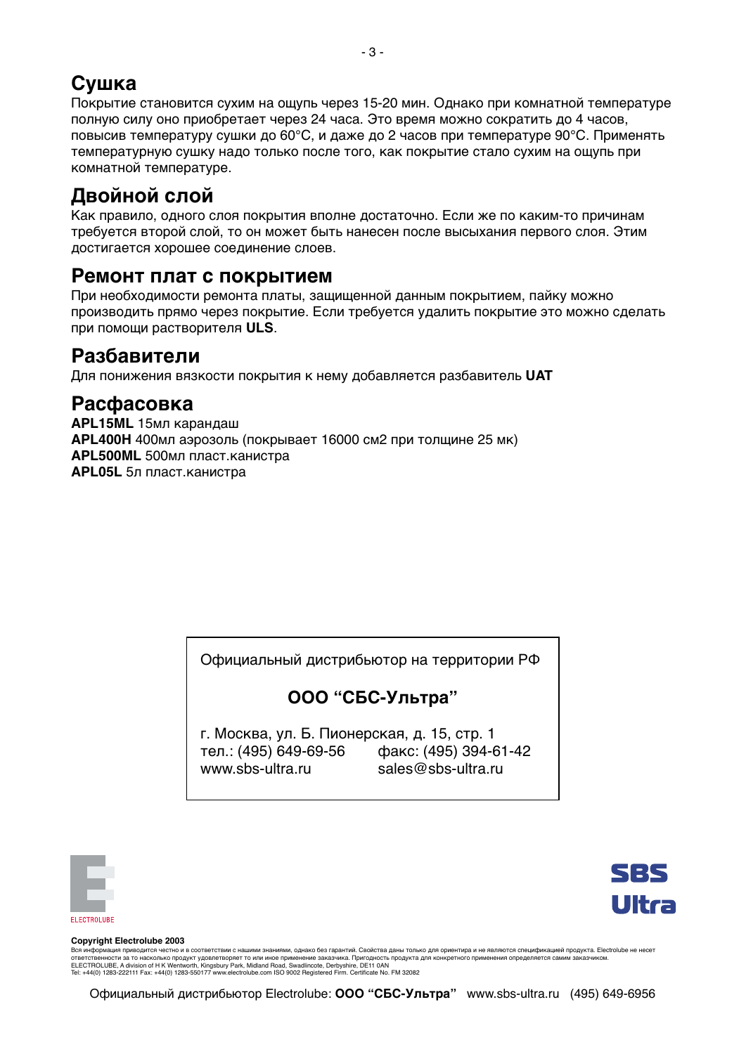## Сушка

Покрытие становится сухим на ощупь через 15-20 мин. Однако при комнатной температуре полную силу оно приобретает через 24 часа. Это время можно сократить до 4 часов, повысив температуру сушки до 60°C, и даже до 2 часов при температуре 90°C. Применять температурную сушку надо только после того, как покрытие стало сухим на ощупь при комнатной температуре.

## Двойной слой

Как правило, одного слоя покрытия вполне достаточно. Если же по каким-то причинам требуется второй слой, то он может быть нанесен после высыхания первого слоя. Этим достигается хорошее соединение слоев.

## Ремонт плат с покрытием

При необходимости ремонта платы, защищенной данным покрытием, пайку можно производить прямо через покрытие. Если требуется удалить покрытие это можно сделать при помощи растворителя **ULS**.

## Разбавители

Для понижения вязкости покрытия к нему добавляется разбавитель **UAT**

## Расфасовка

**APL15ML** 15мл карандаш
**APL400H** 400мл аэрозоль (покрывает 16000 см2 при толщине 25 мк)
**APL500ML** 500мл пласт.канистра
**APL05L** 5л пласт.канистра

Официальный дистрибьютор на территории РФ

**ООО "СБС-Ультра"**

г. Москва, ул. Б. Пионерская, д. 15, стр. 1
тел.: (495) 649-69-56 факс: (495) 394-61-42
www.sbs-ultra.ru sales@sbs-ultra.ru

ELECTROLUBE

SBS Ultra

**Copyright Electrolube 2003**
Вся информация приводится честно и в соответствии с нашими знаниями, однако без гарантий. Свойства даны только для ориентира и не являются спецификацией продукта. Electrolube не несет ответственности за то насколько продукт удовлетворяет то или иное применение заказчика. Пригодность продукта для конкретного применения определяется самим заказчиком.
ELECTROLUBE, A division of H K Wentworth, Kingsbury Park, Midland Road, Swadlincote, Derbyshire, DE11 0AN
Tel: +44(0) 1283-222111 Fax: +44(0) 1283-550177 www.electrolube.com ISO 9002 Registered Firm. Certificate No. FM 32082

Официальный дистрибьютор Electrolube: **ООО "СБС-Ультра"** www.sbs-ultra.ru (495) 649-6956